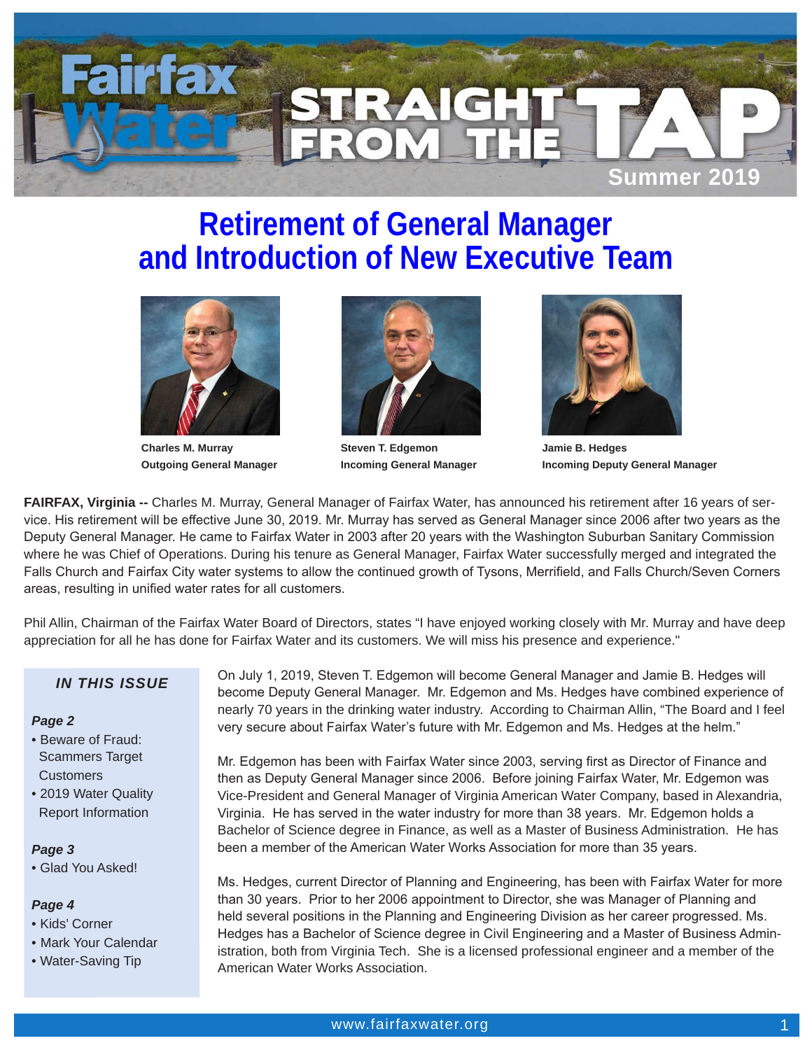# Fairfax Water — STRAIGHT FROM THE TAP

Summer 2019

## Retirement of General Manager and Introduction of New Executive Team

**Charles M. Murray**
**Outgoing General Manager**

**Steven T. Edgemon**
**Incoming General Manager**

**Jamie B. Hedges**
**Incoming Deputy General Manager**

**FAIRFAX, Virginia --** Charles M. Murray, General Manager of Fairfax Water, has announced his retirement after 16 years of service. His retirement will be effective June 30, 2019. Mr. Murray has served as General Manager since 2006 after two years as the Deputy General Manager. He came to Fairfax Water in 2003 after 20 years with the Washington Suburban Sanitary Commission where he was Chief of Operations. During his tenure as General Manager, Fairfax Water successfully merged and integrated the Falls Church and Fairfax City water systems to allow the continued growth of Tysons, Merrifield, and Falls Church/Seven Corners areas, resulting in unified water rates for all customers.

Phil Allin, Chairman of the Fairfax Water Board of Directors, states "I have enjoyed working closely with Mr. Murray and have deep appreciation for all he has done for Fairfax Water and its customers. We will miss his presence and experience."

***IN THIS ISSUE***

***Page 2***
- Beware of Fraud: Scammers Target Customers
- 2019 Water Quality Report Information

***Page 3***
- Glad You Asked!

***Page 4***
- Kids' Corner
- Mark Your Calendar
- Water-Saving Tip

On July 1, 2019, Steven T. Edgemon will become General Manager and Jamie B. Hedges will become Deputy General Manager. Mr. Edgemon and Ms. Hedges have combined experience of nearly 70 years in the drinking water industry. According to Chairman Allin, "The Board and I feel very secure about Fairfax Water's future with Mr. Edgemon and Ms. Hedges at the helm."

Mr. Edgemon has been with Fairfax Water since 2003, serving first as Director of Finance and then as Deputy General Manager since 2006. Before joining Fairfax Water, Mr. Edgemon was Vice-President and General Manager of Virginia American Water Company, based in Alexandria, Virginia. He has served in the water industry for more than 38 years. Mr. Edgemon holds a Bachelor of Science degree in Finance, as well as a Master of Business Administration. He has been a member of the American Water Works Association for more than 35 years.

Ms. Hedges, current Director of Planning and Engineering, has been with Fairfax Water for more than 30 years. Prior to her 2006 appointment to Director, she was Manager of Planning and held several positions in the Planning and Engineering Division as her career progressed. Ms. Hedges has a Bachelor of Science degree in Civil Engineering and a Master of Business Administration, both from Virginia Tech. She is a licensed professional engineer and a member of the American Water Works Association.

www.fairfaxwater.org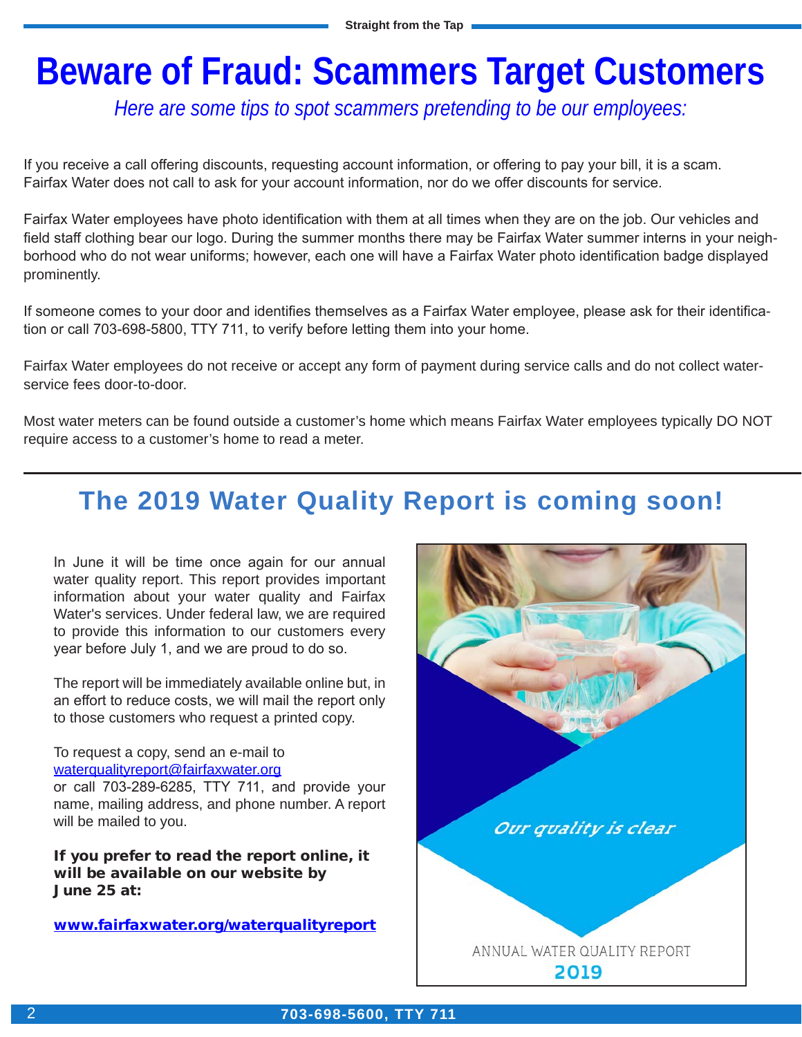# Beware of Fraud: Scammers Target Customers

*Here are some tips to spot scammers pretending to be our employees:*

If you receive a call offering discounts, requesting account information, or offering to pay your bill, it is a scam. Fairfax Water does not call to ask for your account information, nor do we offer discounts for service.

Fairfax Water employees have photo identification with them at all times when they are on the job. Our vehicles and field staff clothing bear our logo. During the summer months there may be Fairfax Water summer interns in your neighborhood who do not wear uniforms; however, each one will have a Fairfax Water photo identification badge displayed prominently.

If someone comes to your door and identifies themselves as a Fairfax Water employee, please ask for their identification or call 703-698-5800, TTY 711, to verify before letting them into your home.

Fairfax Water employees do not receive or accept any form of payment during service calls and do not collect water-service fees door-to-door.

Most water meters can be found outside a customer's home which means Fairfax Water employees typically DO NOT require access to a customer's home to read a meter.

## The 2019 Water Quality Report is coming soon!

In June it will be time once again for our annual water quality report. This report provides important information about your water quality and Fairfax Water's services. Under federal law, we are required to provide this information to our customers every year before July 1, and we are proud to do so.

The report will be immediately available online but, in an effort to reduce costs, we will mail the report only to those customers who request a printed copy.

To request a copy, send an e-mail to waterqualityreport@fairfaxwater.org or call 703-289-6285, TTY 711, and provide your name, mailing address, and phone number. A report will be mailed to you.

**If you prefer to read the report online, it will be available on our website by June 25 at:**

**www.fairfaxwater.org/waterqualityreport**

*Our quality is clear*

ANNUAL WATER QUALITY REPORT
2019

**703-698-5600, TTY 711**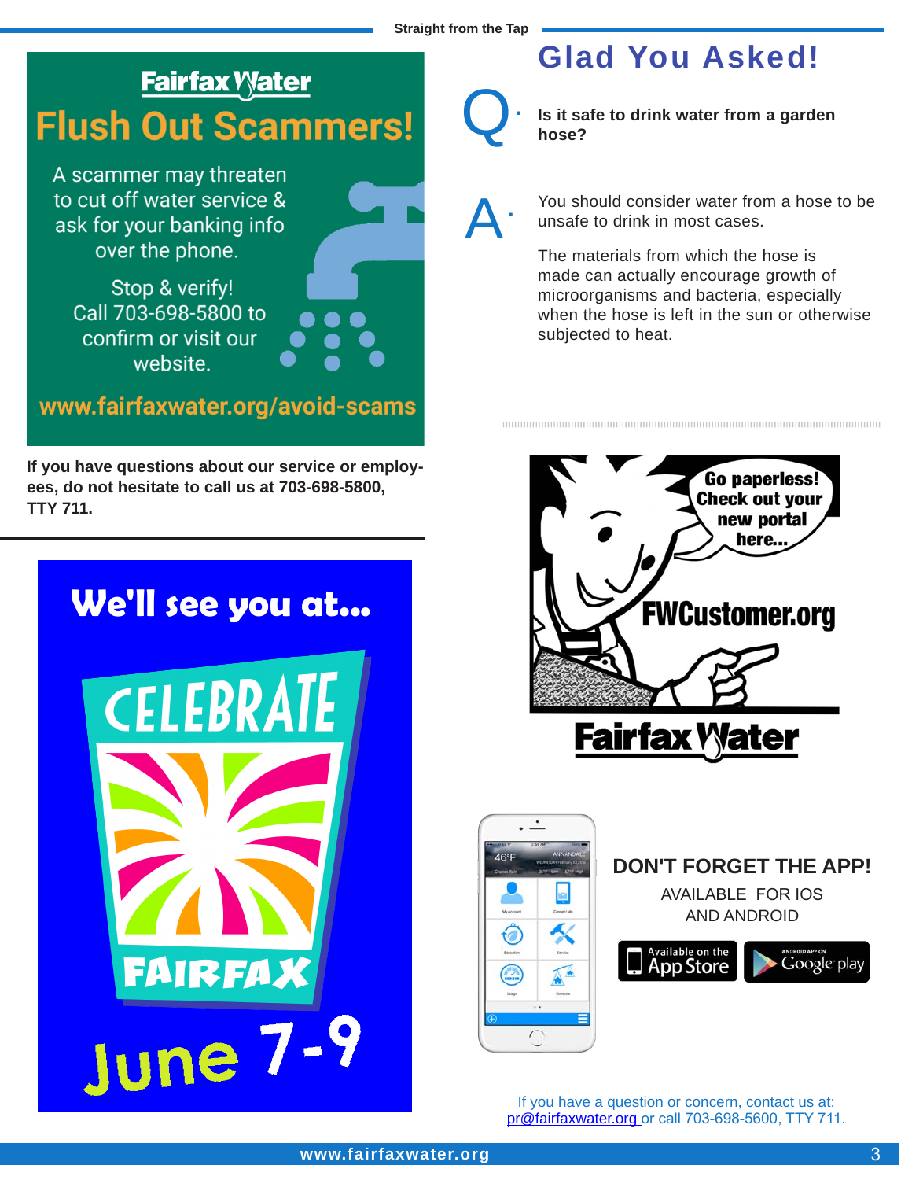## Fairfax Water

# Flush Out Scammers!

A scammer may threaten to cut off water service & ask for your banking info over the phone.

Stop & verify! Call 703-698-5800 to confirm or visit our website.

**www.fairfaxwater.org/avoid-scams**

**If you have questions about our service or employees, do not hesitate to call us at 703-698-5800, TTY 711.**

## We'll see you at...

CELEBRATE FAIRFAX

June 7-9

# Glad You Asked!

**Q. Is it safe to drink water from a garden hose?**

A. You should consider water from a hose to be unsafe to drink in most cases.

The materials from which the hose is made can actually encourage growth of microorganisms and bacteria, especially when the hose is left in the sun or otherwise subjected to heat.

Go paperless! Check out your new portal here...

**FWCustomer.org**

Fairfax Water

## DON'T FORGET THE APP!

AVAILABLE FOR IOS AND ANDROID

Available on the App Store | ANDROID APP ON Google play

If you have a question or concern, contact us at: pr@fairfaxwater.org or call 703-698-5600, TTY 711.

www.fairfaxwater.org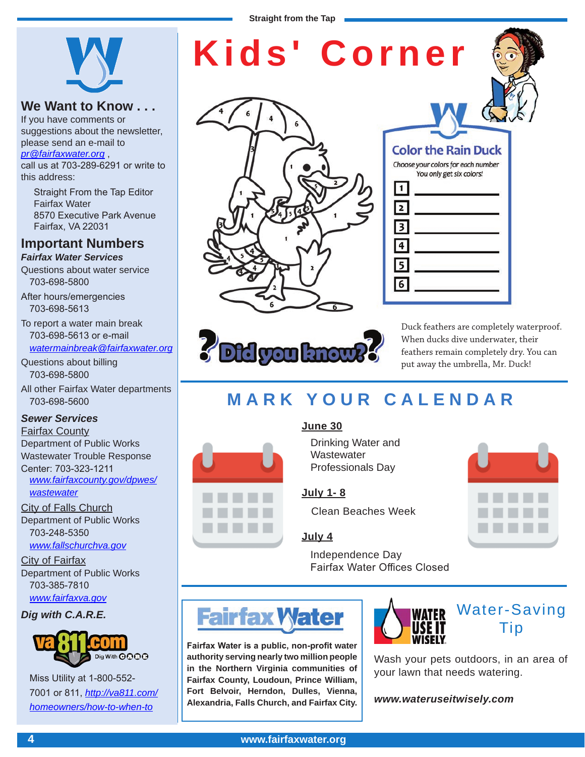## We Want to Know . . .

If you have comments or suggestions about the newsletter, please send an e-mail to pr@fairfaxwater.org , call us at 703-289-6291 or write to this address:

Straight From the Tap Editor
Fairfax Water
8570 Executive Park Avenue
Fairfax, VA 22031

## Important Numbers

***Fairfax Water Services***

Questions about water service
703-698-5800

After hours/emergencies
703-698-5613

To report a water main break
703-698-5613 or e-mail
watermainbreak@fairfaxwater.org

Questions about billing
703-698-5800

All other Fairfax Water departments
703-698-5600

***Sewer Services***

Fairfax County
Department of Public Works
Wastewater Trouble Response
Center: 703-323-1211
www.fairfaxcounty.gov/dpwes/wastewater

City of Falls Church
Department of Public Works
703-248-5350
www.fallschurchva.gov

City of Fairfax
Department of Public Works
703-385-7810
www.fairfaxva.gov

***Dig with C.A.R.E.***

va811.com Dig With CARE

Miss Utility at 1-800-552-7001 or 811, http://va811.com/homeowners/how-to-when-to

# Kids' Corner

### Color the Rain Duck

Choose your colors for each number
You only get six colors!

1 ________
2 ________
3 ________
4 ________
5 ________
6 ________

**Did you know?**

Duck feathers are completely waterproof. When ducks dive underwater, their feathers remain completely dry. You can put away the umbrella, Mr. Duck!

## MARK YOUR CALENDAR

**June 30**
Drinking Water and Wastewater Professionals Day

**July 1- 8**
Clean Beaches Week

**July 4**
Independence Day
Fairfax Water Offices Closed

**Fairfax Water**

**Fairfax Water is a public, non-profit water authority serving nearly two million people in the Northern Virginia communities of Fairfax County, Loudoun, Prince William, Fort Belvoir, Herndon, Dulles, Vienna, Alexandria, Falls Church, and Fairfax City.**

## Water-Saving Tip

WATER USE IT WISELY

Wash your pets outdoors, in an area of your lawn that needs watering.

***www.wateruseitwisely.com***